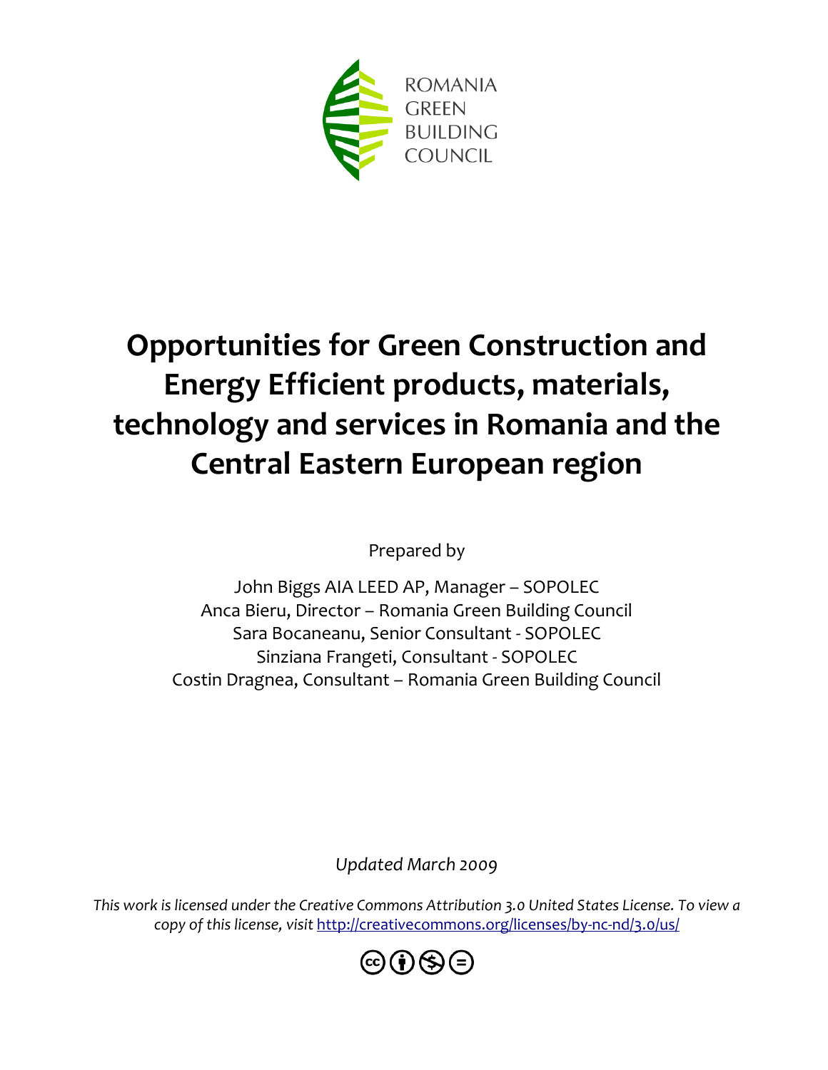ROMANIA GREEN BUILDING COUNCIL

# Opportunities for Green Construction and Energy Efficient products, materials, technology and services in Romania and the Central Eastern European region

Prepared by

John Biggs AIA LEED AP, Manager – SOPOLEC
Anca Bieru, Director – Romania Green Building Council
Sara Bocaneanu, Senior Consultant - SOPOLEC
Sinziana Frangeti, Consultant - SOPOLEC
Costin Dragnea, Consultant – Romania Green Building Council

*Updated March 2009*

*This work is licensed under the Creative Commons Attribution 3.0 United States License. To view a copy of this license, visit* http://creativecommons.org/licenses/by-nc-nd/3.0/us/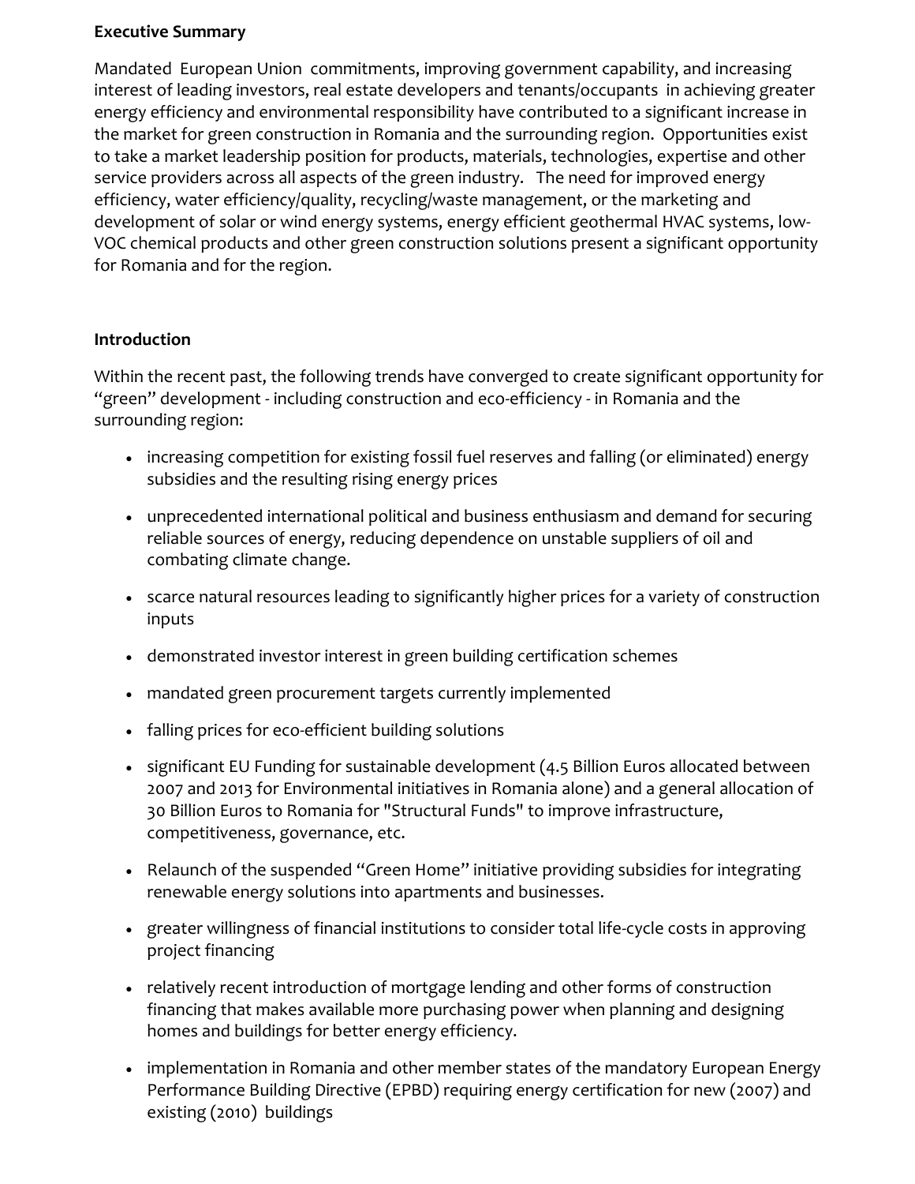**Executive Summary**

Mandated European Union commitments, improving government capability, and increasing interest of leading investors, real estate developers and tenants/occupants in achieving greater energy efficiency and environmental responsibility have contributed to a significant increase in the market for green construction in Romania and the surrounding region. Opportunities exist to take a market leadership position for products, materials, technologies, expertise and other service providers across all aspects of the green industry. The need for improved energy efficiency, water efficiency/quality, recycling/waste management, or the marketing and development of solar or wind energy systems, energy efficient geothermal HVAC systems, low-VOC chemical products and other green construction solutions present a significant opportunity for Romania and for the region.

**Introduction**

Within the recent past, the following trends have converged to create significant opportunity for "green" development - including construction and eco-efficiency - in Romania and the surrounding region:

- increasing competition for existing fossil fuel reserves and falling (or eliminated) energy subsidies and the resulting rising energy prices
- unprecedented international political and business enthusiasm and demand for securing reliable sources of energy, reducing dependence on unstable suppliers of oil and combating climate change.
- scarce natural resources leading to significantly higher prices for a variety of construction inputs
- demonstrated investor interest in green building certification schemes
- mandated green procurement targets currently implemented
- falling prices for eco-efficient building solutions
- significant EU Funding for sustainable development (4.5 Billion Euros allocated between 2007 and 2013 for Environmental initiatives in Romania alone) and a general allocation of 30 Billion Euros to Romania for "Structural Funds" to improve infrastructure, competitiveness, governance, etc.
- Relaunch of the suspended "Green Home" initiative providing subsidies for integrating renewable energy solutions into apartments and businesses.
- greater willingness of financial institutions to consider total life-cycle costs in approving project financing
- relatively recent introduction of mortgage lending and other forms of construction financing that makes available more purchasing power when planning and designing homes and buildings for better energy efficiency.
- implementation in Romania and other member states of the mandatory European Energy Performance Building Directive (EPBD) requiring energy certification for new (2007) and existing (2010) buildings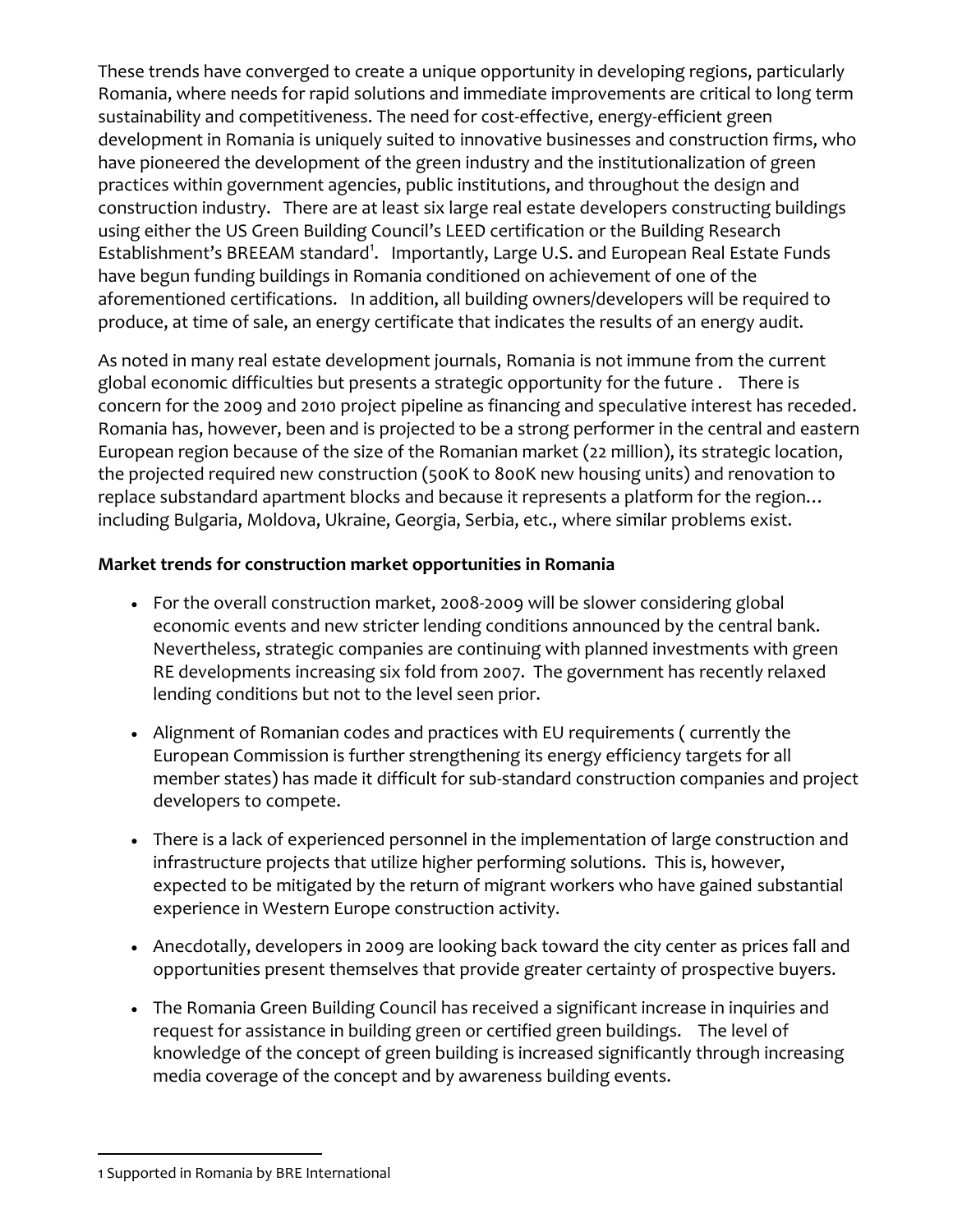These trends have converged to create a unique opportunity in developing regions, particularly Romania, where needs for rapid solutions and immediate improvements are critical to long term sustainability and competitiveness. The need for cost-effective, energy-efficient green development in Romania is uniquely suited to innovative businesses and construction firms, who have pioneered the development of the green industry and the institutionalization of green practices within government agencies, public institutions, and throughout the design and construction industry. There are at least six large real estate developers constructing buildings using either the US Green Building Council's LEED certification or the Building Research Establishment's BREEAM standard[1]. Importantly, Large U.S. and European Real Estate Funds have begun funding buildings in Romania conditioned on achievement of one of the aforementioned certifications. In addition, all building owners/developers will be required to produce, at time of sale, an energy certificate that indicates the results of an energy audit.

As noted in many real estate development journals, Romania is not immune from the current global economic difficulties but presents a strategic opportunity for the future . There is concern for the 2009 and 2010 project pipeline as financing and speculative interest has receded. Romania has, however, been and is projected to be a strong performer in the central and eastern European region because of the size of the Romanian market (22 million), its strategic location, the projected required new construction (500K to 800K new housing units) and renovation to replace substandard apartment blocks and because it represents a platform for the region… including Bulgaria, Moldova, Ukraine, Georgia, Serbia, etc., where similar problems exist.

**Market trends for construction market opportunities in Romania**

- For the overall construction market, 2008-2009 will be slower considering global economic events and new stricter lending conditions announced by the central bank. Nevertheless, strategic companies are continuing with planned investments with green RE developments increasing six fold from 2007. The government has recently relaxed lending conditions but not to the level seen prior.
- Alignment of Romanian codes and practices with EU requirements ( currently the European Commission is further strengthening its energy efficiency targets for all member states) has made it difficult for sub-standard construction companies and project developers to compete.
- There is a lack of experienced personnel in the implementation of large construction and infrastructure projects that utilize higher performing solutions. This is, however, expected to be mitigated by the return of migrant workers who have gained substantial experience in Western Europe construction activity.
- Anecdotally, developers in 2009 are looking back toward the city center as prices fall and opportunities present themselves that provide greater certainty of prospective buyers.
- The Romania Green Building Council has received a significant increase in inquiries and request for assistance in building green or certified green buildings. The level of knowledge of the concept of green building is increased significantly through increasing media coverage of the concept and by awareness building events.

---

1 Supported in Romania by BRE International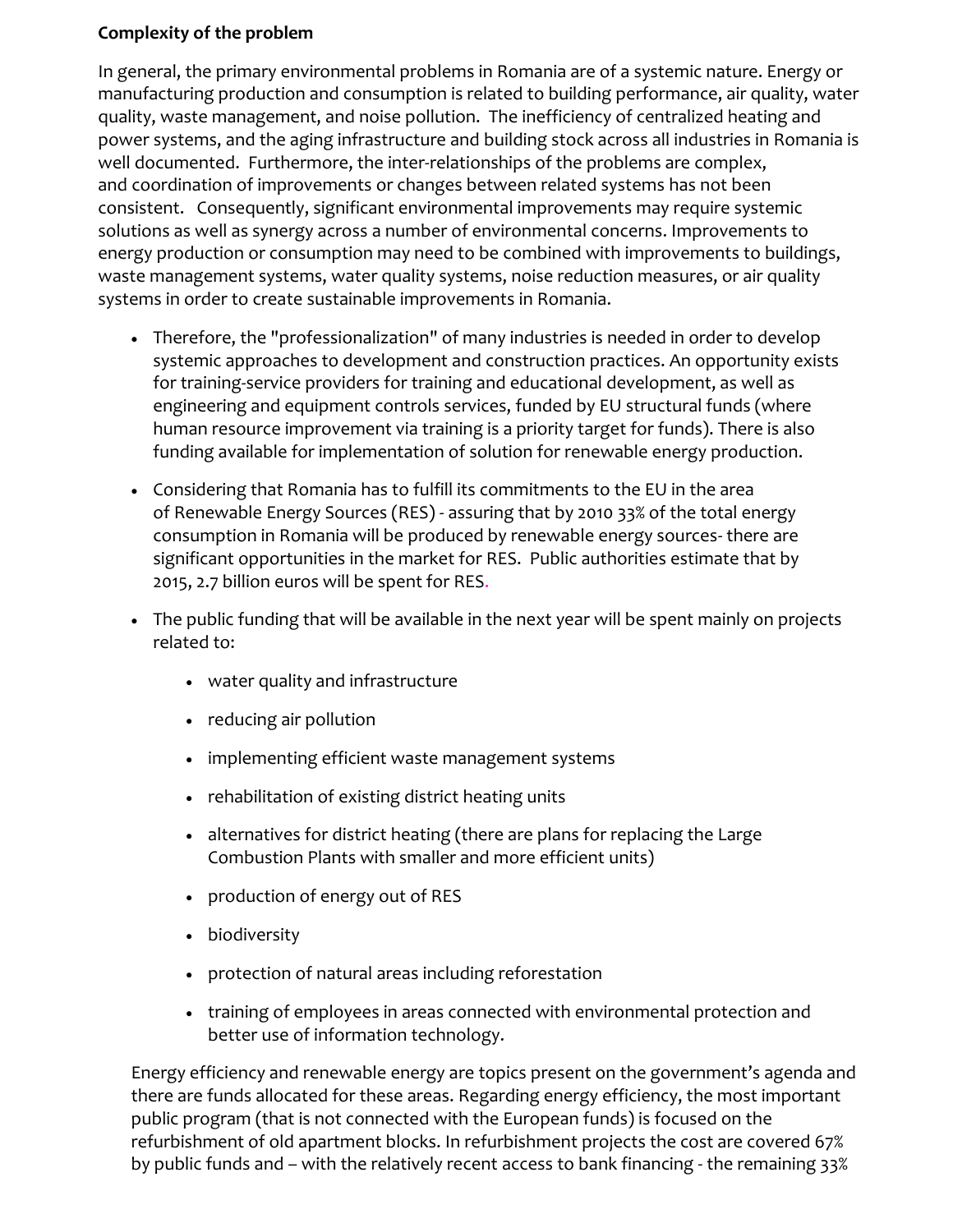**Complexity of the problem**

In general, the primary environmental problems in Romania are of a systemic nature. Energy or manufacturing production and consumption is related to building performance, air quality, water quality, waste management, and noise pollution. The inefficiency of centralized heating and power systems, and the aging infrastructure and building stock across all industries in Romania is well documented. Furthermore, the inter-relationships of the problems are complex, and coordination of improvements or changes between related systems has not been consistent. Consequently, significant environmental improvements may require systemic solutions as well as synergy across a number of environmental concerns. Improvements to energy production or consumption may need to be combined with improvements to buildings, waste management systems, water quality systems, noise reduction measures, or air quality systems in order to create sustainable improvements in Romania.

- Therefore, the "professionalization" of many industries is needed in order to develop systemic approaches to development and construction practices. An opportunity exists for training-service providers for training and educational development, as well as engineering and equipment controls services, funded by EU structural funds (where human resource improvement via training is a priority target for funds). There is also funding available for implementation of solution for renewable energy production.
- Considering that Romania has to fulfill its commitments to the EU in the area of Renewable Energy Sources (RES) - assuring that by 2010 33% of the total energy consumption in Romania will be produced by renewable energy sources- there are significant opportunities in the market for RES. Public authorities estimate that by 2015, 2.7 billion euros will be spent for RES.
- The public funding that will be available in the next year will be spent mainly on projects related to:
  - water quality and infrastructure
  - reducing air pollution
  - implementing efficient waste management systems
  - rehabilitation of existing district heating units
  - alternatives for district heating (there are plans for replacing the Large Combustion Plants with smaller and more efficient units)
  - production of energy out of RES
  - biodiversity
  - protection of natural areas including reforestation
  - training of employees in areas connected with environmental protection and better use of information technology.

Energy efficiency and renewable energy are topics present on the government's agenda and there are funds allocated for these areas. Regarding energy efficiency, the most important public program (that is not connected with the European funds) is focused on the refurbishment of old apartment blocks. In refurbishment projects the cost are covered 67% by public funds and – with the relatively recent access to bank financing - the remaining 33%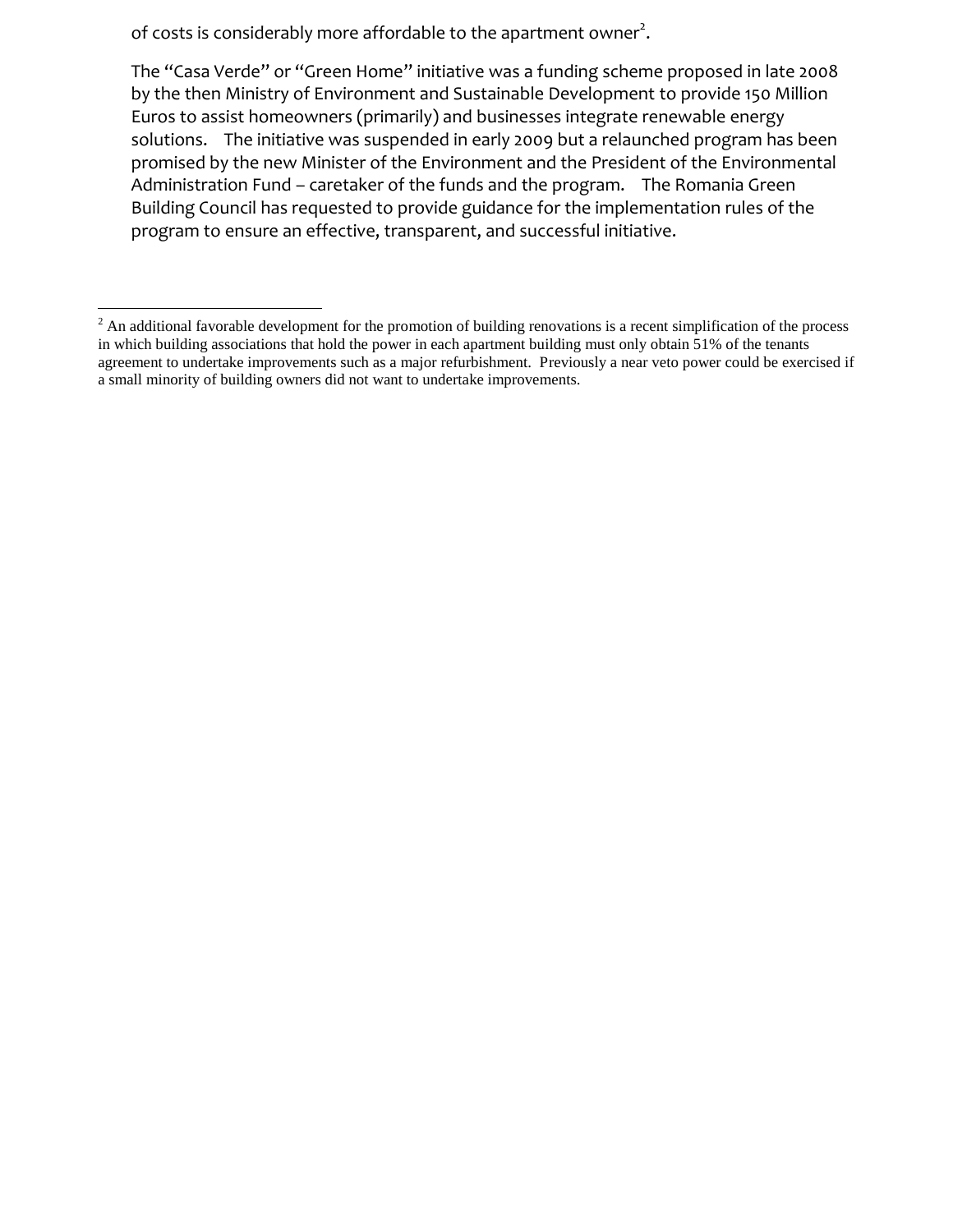of costs is considerably more affordable to the apartment owner[2].

The "Casa Verde" or "Green Home" initiative was a funding scheme proposed in late 2008 by the then Ministry of Environment and Sustainable Development to provide 150 Million Euros to assist homeowners (primarily) and businesses integrate renewable energy solutions. The initiative was suspended in early 2009 but a relaunched program has been promised by the new Minister of the Environment and the President of the Environmental Administration Fund – caretaker of the funds and the program. The Romania Green Building Council has requested to provide guidance for the implementation rules of the program to ensure an effective, transparent, and successful initiative.

---

[2] An additional favorable development for the promotion of building renovations is a recent simplification of the process in which building associations that hold the power in each apartment building must only obtain 51% of the tenants agreement to undertake improvements such as a major refurbishment. Previously a near veto power could be exercised if a small minority of building owners did not want to undertake improvements.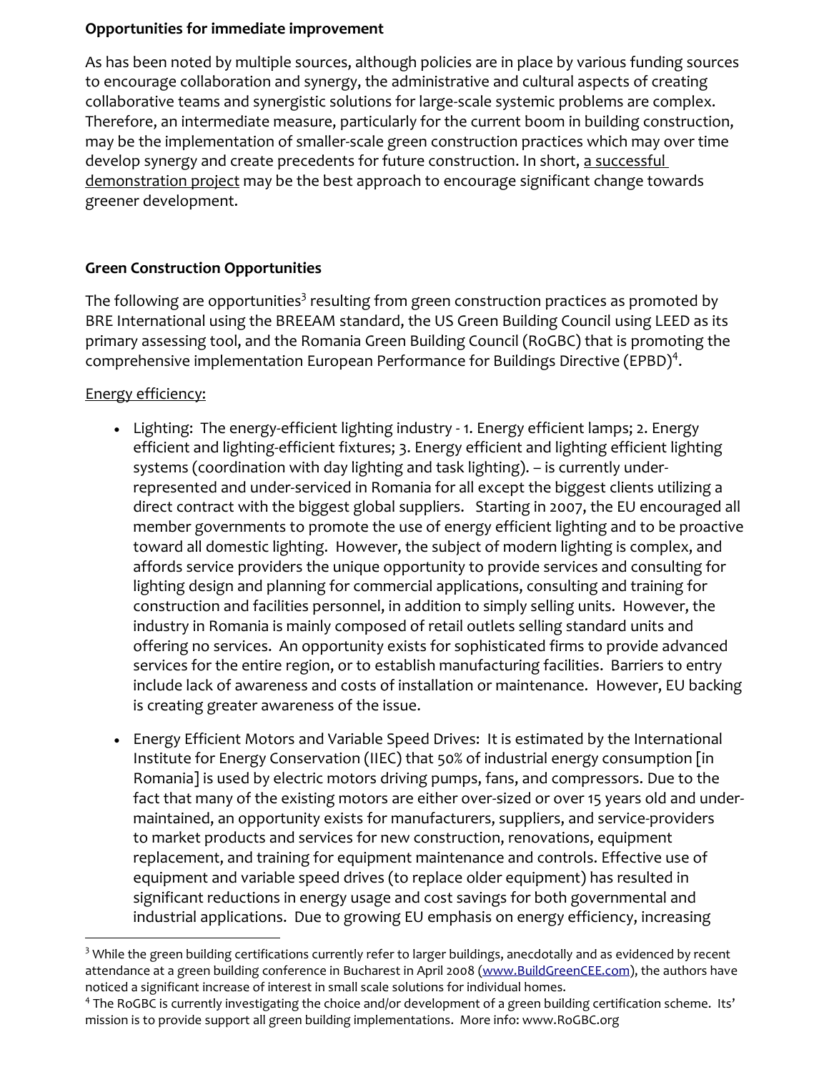**Opportunities for immediate improvement**

As has been noted by multiple sources, although policies are in place by various funding sources to encourage collaboration and synergy, the administrative and cultural aspects of creating collaborative teams and synergistic solutions for large-scale systemic problems are complex. Therefore, an intermediate measure, particularly for the current boom in building construction, may be the implementation of smaller-scale green construction practices which may over time develop synergy and create precedents for future construction. In short, <u>a successful demonstration project</u> may be the best approach to encourage significant change towards greener development.

**Green Construction Opportunities**

The following are opportunities[3] resulting from green construction practices as promoted by BRE International using the BREEAM standard, the US Green Building Council using LEED as its primary assessing tool, and the Romania Green Building Council (RoGBC) that is promoting the comprehensive implementation European Performance for Buildings Directive (EPBD)[4].

<u>Energy efficiency:</u>

- Lighting: The energy-efficient lighting industry - 1. Energy efficient lamps; 2. Energy efficient and lighting-efficient fixtures; 3. Energy efficient and lighting efficient lighting systems (coordination with day lighting and task lighting). – is currently under-represented and under-serviced in Romania for all except the biggest clients utilizing a direct contract with the biggest global suppliers. Starting in 2007, the EU encouraged all member governments to promote the use of energy efficient lighting and to be proactive toward all domestic lighting. However, the subject of modern lighting is complex, and affords service providers the unique opportunity to provide services and consulting for lighting design and planning for commercial applications, consulting and training for construction and facilities personnel, in addition to simply selling units. However, the industry in Romania is mainly composed of retail outlets selling standard units and offering no services. An opportunity exists for sophisticated firms to provide advanced services for the entire region, or to establish manufacturing facilities. Barriers to entry include lack of awareness and costs of installation or maintenance. However, EU backing is creating greater awareness of the issue.

- Energy Efficient Motors and Variable Speed Drives: It is estimated by the International Institute for Energy Conservation (IIEC) that 50% of industrial energy consumption [in Romania] is used by electric motors driving pumps, fans, and compressors. Due to the fact that many of the existing motors are either over-sized or over 15 years old and under-maintained, an opportunity exists for manufacturers, suppliers, and service-providers to market products and services for new construction, renovations, equipment replacement, and training for equipment maintenance and controls. Effective use of equipment and variable speed drives (to replace older equipment) has resulted in significant reductions in energy usage and cost savings for both governmental and industrial applications. Due to growing EU emphasis on energy efficiency, increasing

---

[3] While the green building certifications currently refer to larger buildings, anecdotally and as evidenced by recent attendance at a green building conference in Bucharest in April 2008 ([www.BuildGreenCEE.com](http://www.BuildGreenCEE.com)), the authors have noticed a significant increase of interest in small scale solutions for individual homes.

[4] The RoGBC is currently investigating the choice and/or development of a green building certification scheme. Its' mission is to provide support all green building implementations. More info: www.RoGBC.org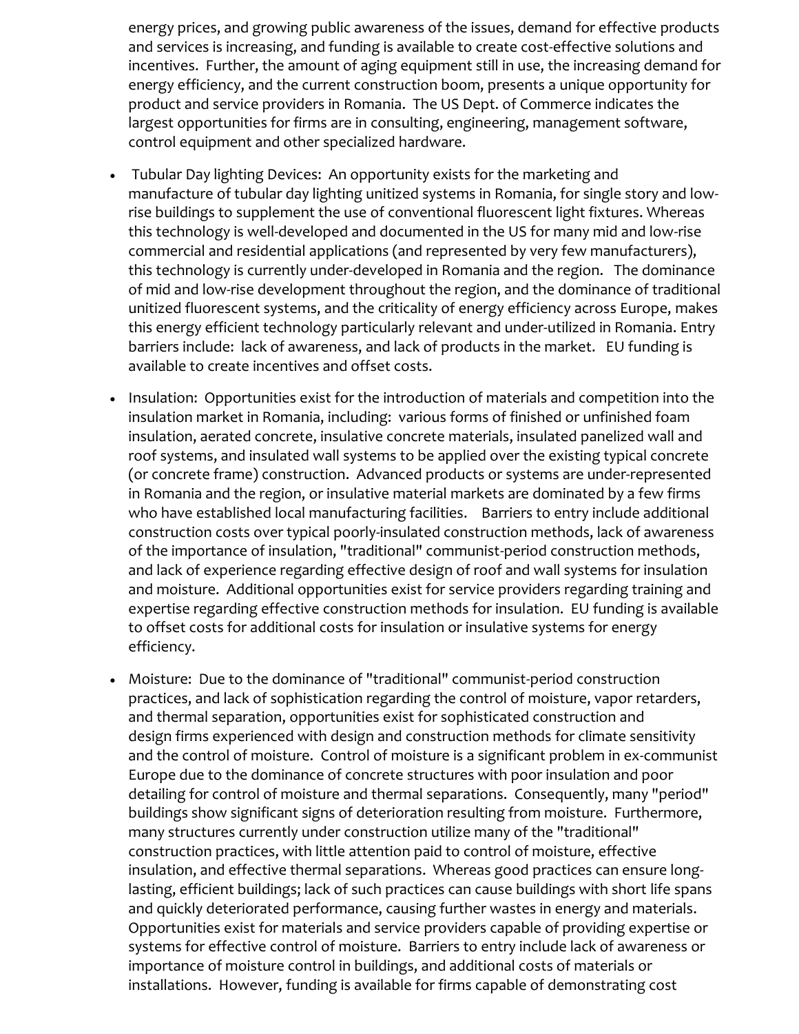energy prices, and growing public awareness of the issues, demand for effective products and services is increasing, and funding is available to create cost-effective solutions and incentives. Further, the amount of aging equipment still in use, the increasing demand for energy efficiency, and the current construction boom, presents a unique opportunity for product and service providers in Romania. The US Dept. of Commerce indicates the largest opportunities for firms are in consulting, engineering, management software, control equipment and other specialized hardware.

- Tubular Day lighting Devices: An opportunity exists for the marketing and manufacture of tubular day lighting unitized systems in Romania, for single story and low-rise buildings to supplement the use of conventional fluorescent light fixtures. Whereas this technology is well-developed and documented in the US for many mid and low-rise commercial and residential applications (and represented by very few manufacturers), this technology is currently under-developed in Romania and the region. The dominance of mid and low-rise development throughout the region, and the dominance of traditional unitized fluorescent systems, and the criticality of energy efficiency across Europe, makes this energy efficient technology particularly relevant and under-utilized in Romania. Entry barriers include: lack of awareness, and lack of products in the market. EU funding is available to create incentives and offset costs.

- Insulation: Opportunities exist for the introduction of materials and competition into the insulation market in Romania, including: various forms of finished or unfinished foam insulation, aerated concrete, insulative concrete materials, insulated panelized wall and roof systems, and insulated wall systems to be applied over the existing typical concrete (or concrete frame) construction. Advanced products or systems are under-represented in Romania and the region, or insulative material markets are dominated by a few firms who have established local manufacturing facilities. Barriers to entry include additional construction costs over typical poorly-insulated construction methods, lack of awareness of the importance of insulation, "traditional" communist-period construction methods, and lack of experience regarding effective design of roof and wall systems for insulation and moisture. Additional opportunities exist for service providers regarding training and expertise regarding effective construction methods for insulation. EU funding is available to offset costs for additional costs for insulation or insulative systems for energy efficiency.

- Moisture: Due to the dominance of "traditional" communist-period construction practices, and lack of sophistication regarding the control of moisture, vapor retarders, and thermal separation, opportunities exist for sophisticated construction and design firms experienced with design and construction methods for climate sensitivity and the control of moisture. Control of moisture is a significant problem in ex-communist Europe due to the dominance of concrete structures with poor insulation and poor detailing for control of moisture and thermal separations. Consequently, many "period" buildings show significant signs of deterioration resulting from moisture. Furthermore, many structures currently under construction utilize many of the "traditional" construction practices, with little attention paid to control of moisture, effective insulation, and effective thermal separations. Whereas good practices can ensure long-lasting, efficient buildings; lack of such practices can cause buildings with short life spans and quickly deteriorated performance, causing further wastes in energy and materials. Opportunities exist for materials and service providers capable of providing expertise or systems for effective control of moisture. Barriers to entry include lack of awareness or importance of moisture control in buildings, and additional costs of materials or installations. However, funding is available for firms capable of demonstrating cost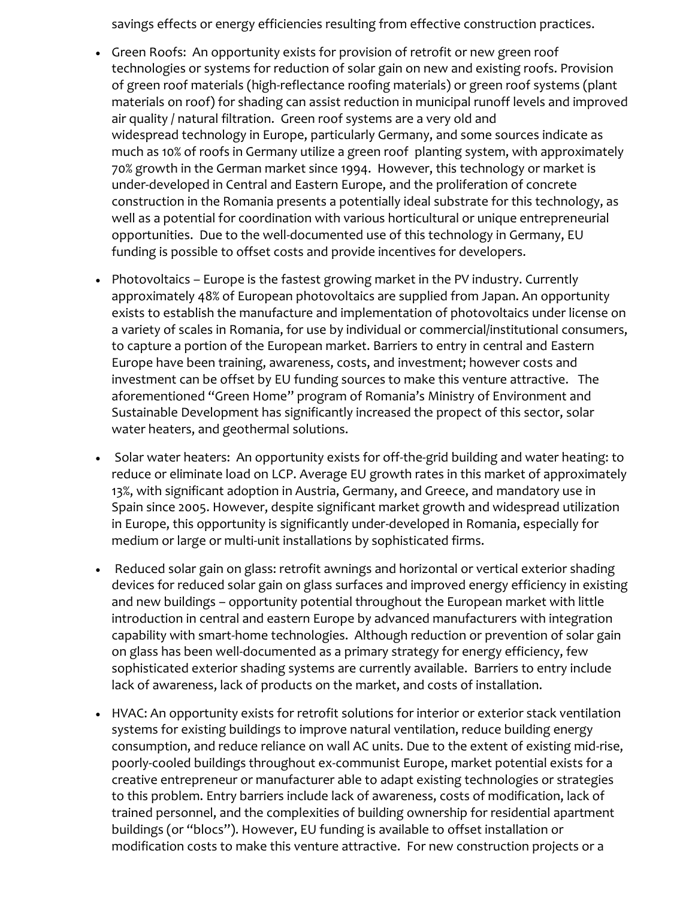savings effects or energy efficiencies resulting from effective construction practices.

- Green Roofs: An opportunity exists for provision of retrofit or new green roof technologies or systems for reduction of solar gain on new and existing roofs. Provision of green roof materials (high-reflectance roofing materials) or green roof systems (plant materials on roof) for shading can assist reduction in municipal runoff levels and improved air quality / natural filtration. Green roof systems are a very old and widespread technology in Europe, particularly Germany, and some sources indicate as much as 10% of roofs in Germany utilize a green roof planting system, with approximately 70% growth in the German market since 1994. However, this technology or market is under-developed in Central and Eastern Europe, and the proliferation of concrete construction in the Romania presents a potentially ideal substrate for this technology, as well as a potential for coordination with various horticultural or unique entrepreneurial opportunities. Due to the well-documented use of this technology in Germany, EU funding is possible to offset costs and provide incentives for developers.

- Photovoltaics – Europe is the fastest growing market in the PV industry. Currently approximately 48% of European photovoltaics are supplied from Japan. An opportunity exists to establish the manufacture and implementation of photovoltaics under license on a variety of scales in Romania, for use by individual or commercial/institutional consumers, to capture a portion of the European market. Barriers to entry in central and Eastern Europe have been training, awareness, costs, and investment; however costs and investment can be offset by EU funding sources to make this venture attractive. The aforementioned "Green Home" program of Romania's Ministry of Environment and Sustainable Development has significantly increased the propect of this sector, solar water heaters, and geothermal solutions.

- Solar water heaters: An opportunity exists for off-the-grid building and water heating: to reduce or eliminate load on LCP. Average EU growth rates in this market of approximately 13%, with significant adoption in Austria, Germany, and Greece, and mandatory use in Spain since 2005. However, despite significant market growth and widespread utilization in Europe, this opportunity is significantly under-developed in Romania, especially for medium or large or multi-unit installations by sophisticated firms.

- Reduced solar gain on glass: retrofit awnings and horizontal or vertical exterior shading devices for reduced solar gain on glass surfaces and improved energy efficiency in existing and new buildings – opportunity potential throughout the European market with little introduction in central and eastern Europe by advanced manufacturers with integration capability with smart-home technologies. Although reduction or prevention of solar gain on glass has been well-documented as a primary strategy for energy efficiency, few sophisticated exterior shading systems are currently available. Barriers to entry include lack of awareness, lack of products on the market, and costs of installation.

- HVAC: An opportunity exists for retrofit solutions for interior or exterior stack ventilation systems for existing buildings to improve natural ventilation, reduce building energy consumption, and reduce reliance on wall AC units. Due to the extent of existing mid-rise, poorly-cooled buildings throughout ex-communist Europe, market potential exists for a creative entrepreneur or manufacturer able to adapt existing technologies or strategies to this problem. Entry barriers include lack of awareness, costs of modification, lack of trained personnel, and the complexities of building ownership for residential apartment buildings (or "blocs"). However, EU funding is available to offset installation or modification costs to make this venture attractive. For new construction projects or a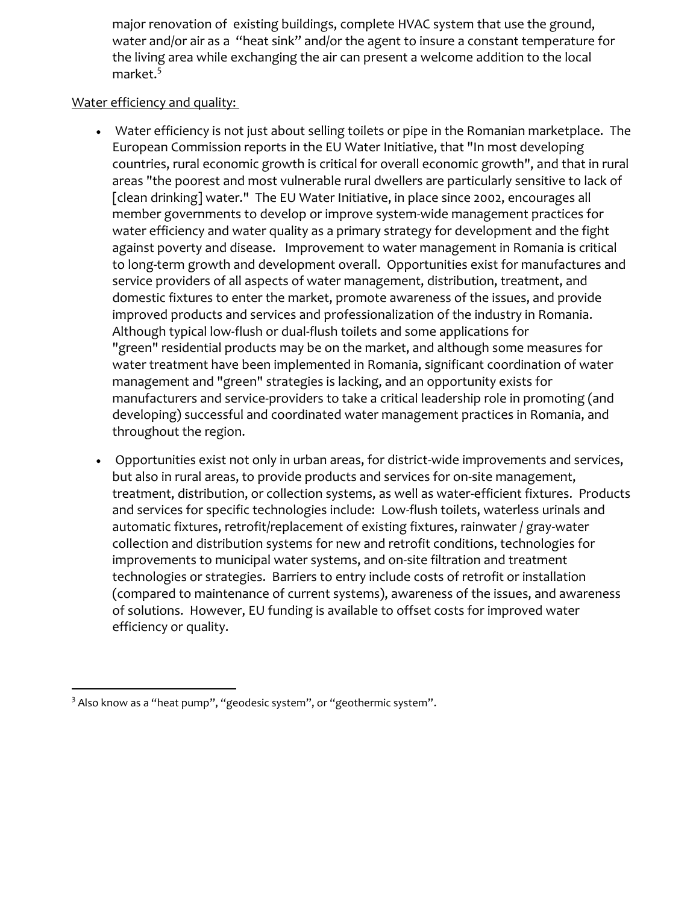major renovation of existing buildings, complete HVAC system that use the ground, water and/or air as a "heat sink" and/or the agent to insure a constant temperature for the living area while exchanging the air can present a welcome addition to the local market.[5]

Water efficiency and quality:

- Water efficiency is not just about selling toilets or pipe in the Romanian marketplace. The European Commission reports in the EU Water Initiative, that "In most developing countries, rural economic growth is critical for overall economic growth", and that in rural areas "the poorest and most vulnerable rural dwellers are particularly sensitive to lack of [clean drinking] water." The EU Water Initiative, in place since 2002, encourages all member governments to develop or improve system-wide management practices for water efficiency and water quality as a primary strategy for development and the fight against poverty and disease. Improvement to water management in Romania is critical to long-term growth and development overall. Opportunities exist for manufactures and service providers of all aspects of water management, distribution, treatment, and domestic fixtures to enter the market, promote awareness of the issues, and provide improved products and services and professionalization of the industry in Romania. Although typical low-flush or dual-flush toilets and some applications for "green" residential products may be on the market, and although some measures for water treatment have been implemented in Romania, significant coordination of water management and "green" strategies is lacking, and an opportunity exists for manufacturers and service-providers to take a critical leadership role in promoting (and developing) successful and coordinated water management practices in Romania, and throughout the region.

- Opportunities exist not only in urban areas, for district-wide improvements and services, but also in rural areas, to provide products and services for on-site management, treatment, distribution, or collection systems, as well as water-efficient fixtures. Products and services for specific technologies include: Low-flush toilets, waterless urinals and automatic fixtures, retrofit/replacement of existing fixtures, rainwater / gray-water collection and distribution systems for new and retrofit conditions, technologies for improvements to municipal water systems, and on-site filtration and treatment technologies or strategies. Barriers to entry include costs of retrofit or installation (compared to maintenance of current systems), awareness of the issues, and awareness of solutions. However, EU funding is available to offset costs for improved water efficiency or quality.

---

[3] Also know as a "heat pump", "geodesic system", or "geothermic system".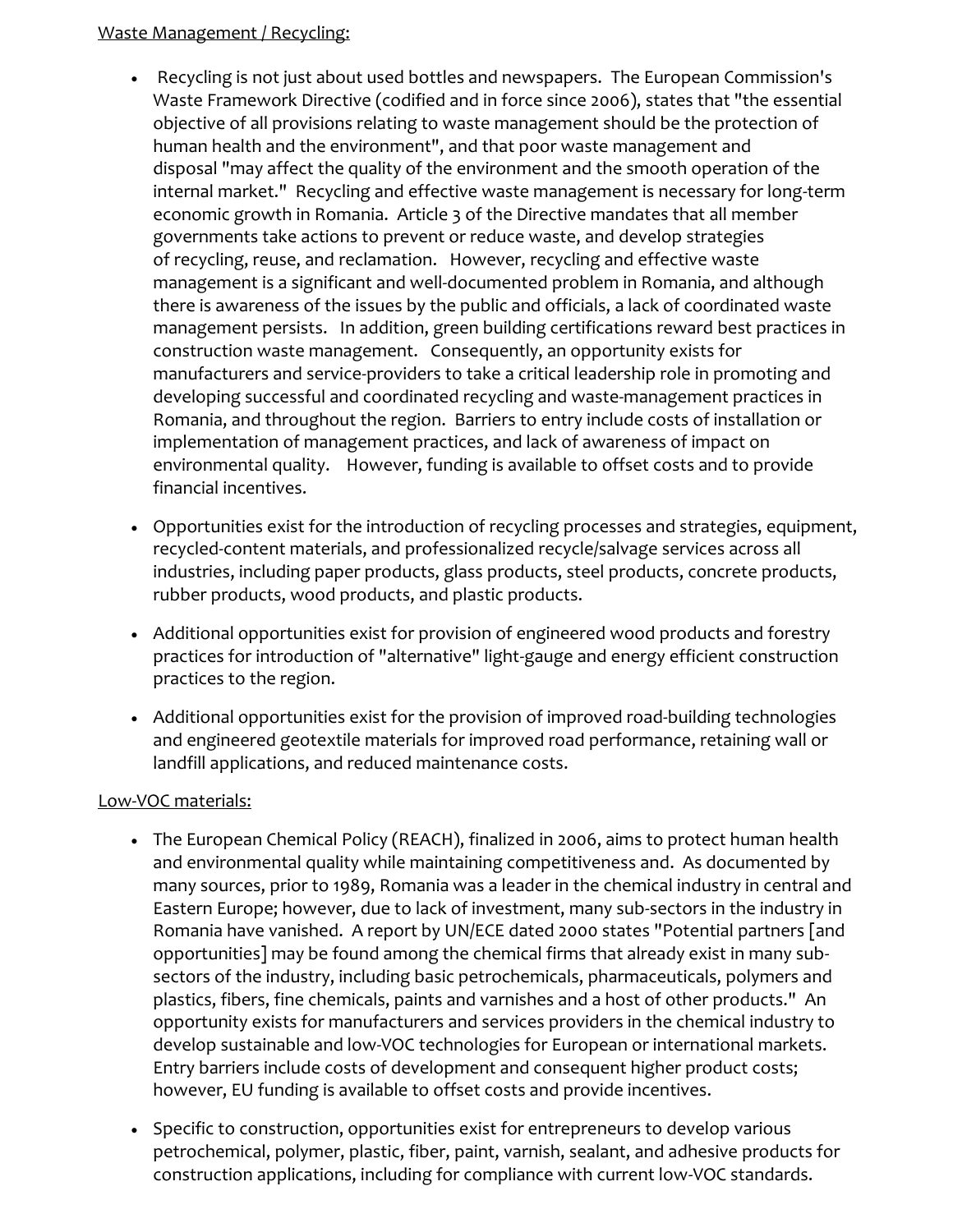<u>Waste Management / Recycling:</u>

- Recycling is not just about used bottles and newspapers. The European Commission's Waste Framework Directive (codified and in force since 2006), states that "the essential objective of all provisions relating to waste management should be the protection of human health and the environment", and that poor waste management and disposal "may affect the quality of the environment and the smooth operation of the internal market." Recycling and effective waste management is necessary for long-term economic growth in Romania. Article 3 of the Directive mandates that all member governments take actions to prevent or reduce waste, and develop strategies of recycling, reuse, and reclamation. However, recycling and effective waste management is a significant and well-documented problem in Romania, and although there is awareness of the issues by the public and officials, a lack of coordinated waste management persists. In addition, green building certifications reward best practices in construction waste management. Consequently, an opportunity exists for manufacturers and service-providers to take a critical leadership role in promoting and developing successful and coordinated recycling and waste-management practices in Romania, and throughout the region. Barriers to entry include costs of installation or implementation of management practices, and lack of awareness of impact on environmental quality. However, funding is available to offset costs and to provide financial incentives.
- Opportunities exist for the introduction of recycling processes and strategies, equipment, recycled-content materials, and professionalized recycle/salvage services across all industries, including paper products, glass products, steel products, concrete products, rubber products, wood products, and plastic products.
- Additional opportunities exist for provision of engineered wood products and forestry practices for introduction of "alternative" light-gauge and energy efficient construction practices to the region.
- Additional opportunities exist for the provision of improved road-building technologies and engineered geotextile materials for improved road performance, retaining wall or landfill applications, and reduced maintenance costs.

<u>Low-VOC materials:</u>

- The European Chemical Policy (REACH), finalized in 2006, aims to protect human health and environmental quality while maintaining competitiveness and. As documented by many sources, prior to 1989, Romania was a leader in the chemical industry in central and Eastern Europe; however, due to lack of investment, many sub-sectors in the industry in Romania have vanished. A report by UN/ECE dated 2000 states "Potential partners [and opportunities] may be found among the chemical firms that already exist in many sub-sectors of the industry, including basic petrochemicals, pharmaceuticals, polymers and plastics, fibers, fine chemicals, paints and varnishes and a host of other products." An opportunity exists for manufacturers and services providers in the chemical industry to develop sustainable and low-VOC technologies for European or international markets. Entry barriers include costs of development and consequent higher product costs; however, EU funding is available to offset costs and provide incentives.
- Specific to construction, opportunities exist for entrepreneurs to develop various petrochemical, polymer, plastic, fiber, paint, varnish, sealant, and adhesive products for construction applications, including for compliance with current low-VOC standards.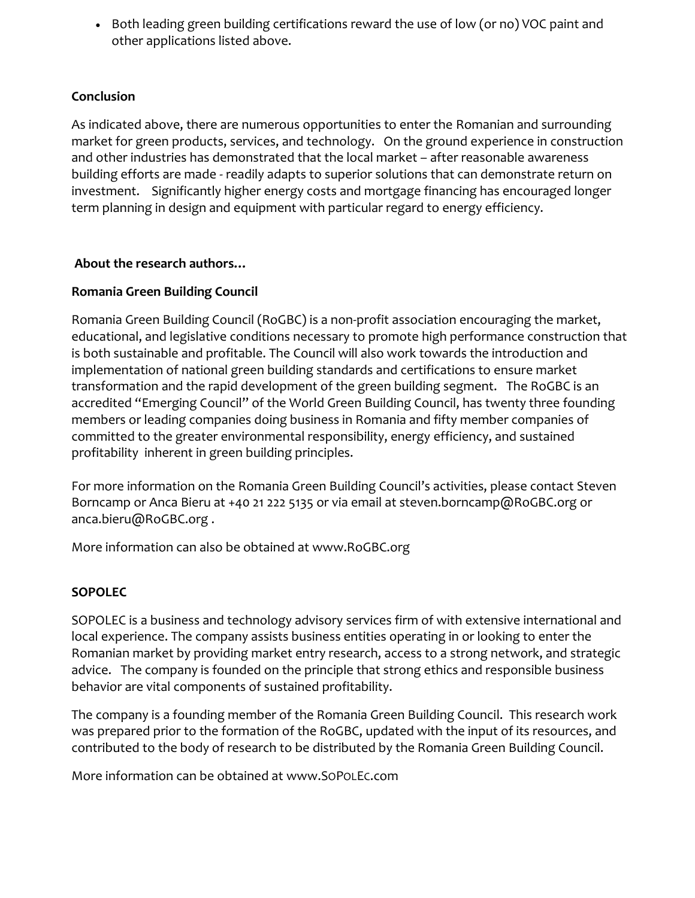- Both leading green building certifications reward the use of low (or no) VOC paint and other applications listed above.

**Conclusion**

As indicated above, there are numerous opportunities to enter the Romanian and surrounding market for green products, services, and technology. On the ground experience in construction and other industries has demonstrated that the local market – after reasonable awareness building efforts are made - readily adapts to superior solutions that can demonstrate return on investment. Significantly higher energy costs and mortgage financing has encouraged longer term planning in design and equipment with particular regard to energy efficiency.

**About the research authors…**

**Romania Green Building Council**

Romania Green Building Council (RoGBC) is a non-profit association encouraging the market, educational, and legislative conditions necessary to promote high performance construction that is both sustainable and profitable. The Council will also work towards the introduction and implementation of national green building standards and certifications to ensure market transformation and the rapid development of the green building segment. The RoGBC is an accredited "Emerging Council" of the World Green Building Council, has twenty three founding members or leading companies doing business in Romania and fifty member companies of committed to the greater environmental responsibility, energy efficiency, and sustained profitability inherent in green building principles.

For more information on the Romania Green Building Council's activities, please contact Steven Borncamp or Anca Bieru at +40 21 222 5135 or via email at steven.borncamp@RoGBC.org or anca.bieru@RoGBC.org .

More information can also be obtained at www.RoGBC.org

**SOPOLEC**

SOPOLEC is a business and technology advisory services firm of with extensive international and local experience. The company assists business entities operating in or looking to enter the Romanian market by providing market entry research, access to a strong network, and strategic advice. The company is founded on the principle that strong ethics and responsible business behavior are vital components of sustained profitability.

The company is a founding member of the Romania Green Building Council. This research work was prepared prior to the formation of the RoGBC, updated with the input of its resources, and contributed to the body of research to be distributed by the Romania Green Building Council.

More information can be obtained at www.SoPoLEc.com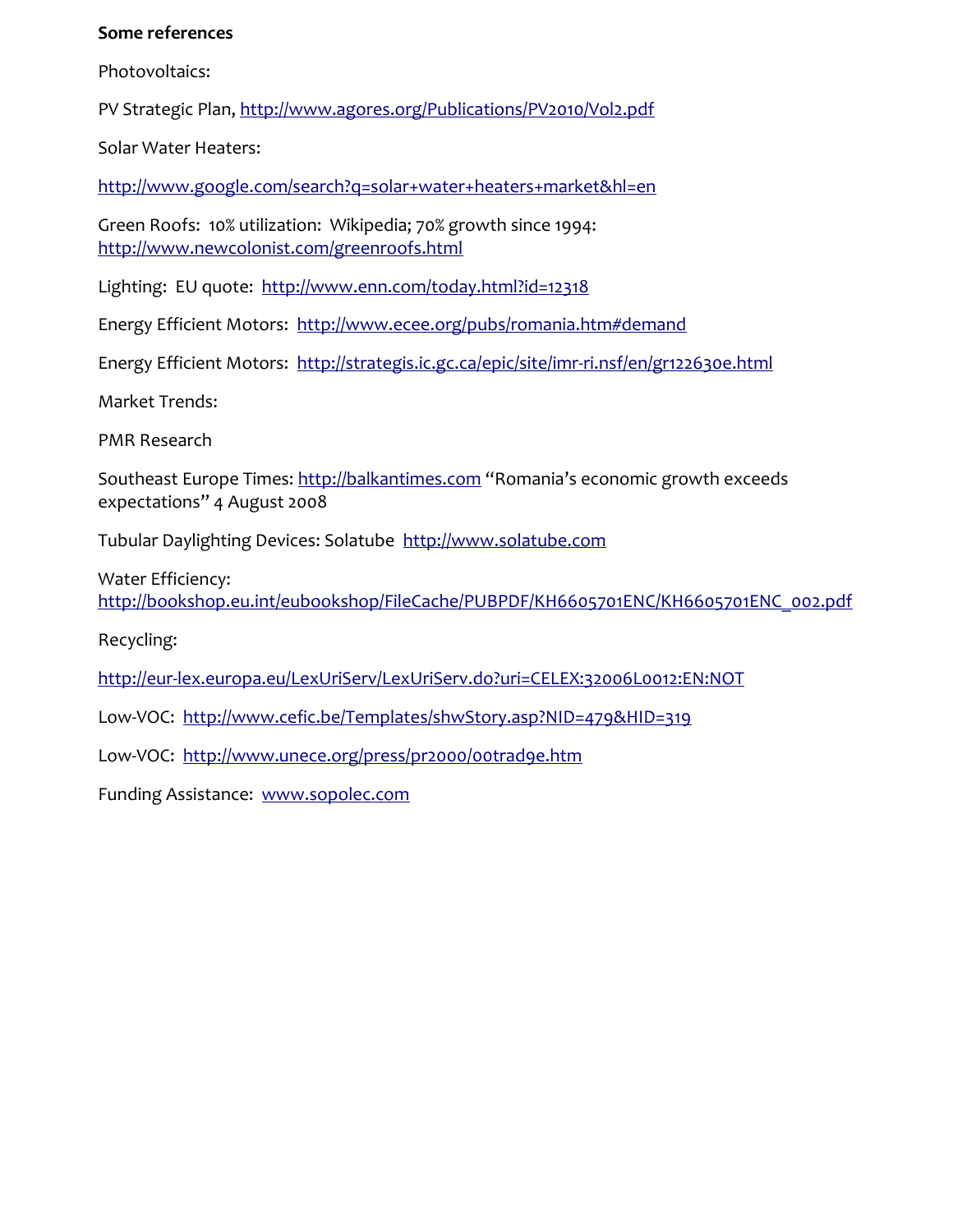**Some references**

Photovoltaics:

PV Strategic Plan, http://www.agores.org/Publications/PV2010/Vol2.pdf

Solar Water Heaters:

http://www.google.com/search?q=solar+water+heaters+market&hl=en

Green Roofs: 10% utilization: Wikipedia; 70% growth since 1994: http://www.newcolonist.com/greenroofs.html

Lighting: EU quote: http://www.enn.com/today.html?id=12318

Energy Efficient Motors: http://www.ecee.org/pubs/romania.htm#demand

Energy Efficient Motors: http://strategis.ic.gc.ca/epic/site/imr-ri.nsf/en/gr122630e.html

Market Trends:

PMR Research

Southeast Europe Times: http://balkantimes.com "Romania's economic growth exceeds expectations" 4 August 2008

Tubular Daylighting Devices: Solatube http://www.solatube.com

Water Efficiency: http://bookshop.eu.int/eubookshop/FileCache/PUBPDF/KH6605701ENC/KH6605701ENC_002.pdf

Recycling:

http://eur-lex.europa.eu/LexUriServ/LexUriServ.do?uri=CELEX:32006L0012:EN:NOT

Low-VOC: http://www.cefic.be/Templates/shwStory.asp?NID=479&HID=319

Low-VOC: http://www.unece.org/press/pr2000/00trad9e.htm

Funding Assistance: www.sopolec.com